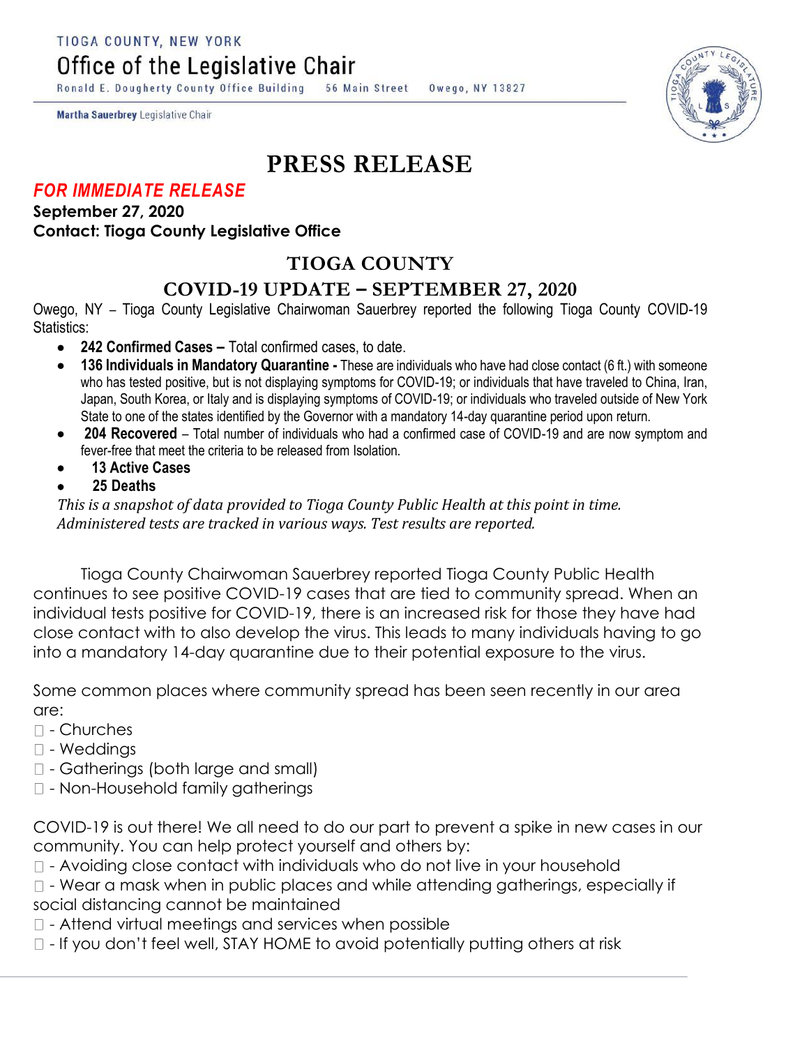TIOGA COUNTY, NEW YORK

# Office of the Legislative Chair

Ronald E. Dougherty County Office Building 56 Main Street Owego, NY 13827

**Martha Sauerbrey** Legislative Chair

# PRESS RELEASE

***FOR IMMEDIATE RELEASE***

**September 27, 2020**

**Contact: Tioga County Legislative Office**

## TIOGA COUNTY

## COVID-19 UPDATE – SEPTEMBER 27, 2020

Owego, NY – Tioga County Legislative Chairwoman Sauerbrey reported the following Tioga County COVID-19 Statistics:

- **242 Confirmed Cases –** Total confirmed cases, to date.
- **136 Individuals in Mandatory Quarantine -** These are individuals who have had close contact (6 ft.) with someone who has tested positive, but is not displaying symptoms for COVID-19; or individuals that have traveled to China, Iran, Japan, South Korea, or Italy and is displaying symptoms of COVID-19; or individuals who traveled outside of New York State to one of the states identified by the Governor with a mandatory 14-day quarantine period upon return.
- **204 Recovered** – Total number of individuals who had a confirmed case of COVID-19 and are now symptom and fever-free that meet the criteria to be released from Isolation.
- **13 Active Cases**
- **25 Deaths**

*This is a snapshot of data provided to Tioga County Public Health at this point in time. Administered tests are tracked in various ways. Test results are reported.*

Tioga County Chairwoman Sauerbrey reported Tioga County Public Health continues to see positive COVID-19 cases that are tied to community spread. When an individual tests positive for COVID-19, there is an increased risk for those they have had close contact with to also develop the virus. This leads to many individuals having to go into a mandatory 14-day quarantine due to their potential exposure to the virus.

Some common places where community spread has been seen recently in our area are:

- Churches
- Weddings
- Gatherings (both large and small)
- Non-Household family gatherings

COVID-19 is out there! We all need to do our part to prevent a spike in new cases in our community. You can help protect yourself and others by:

- Avoiding close contact with individuals who do not live in your household
- Wear a mask when in public places and while attending gatherings, especially if social distancing cannot be maintained
- Attend virtual meetings and services when possible
- If you don't feel well, STAY HOME to avoid potentially putting others at risk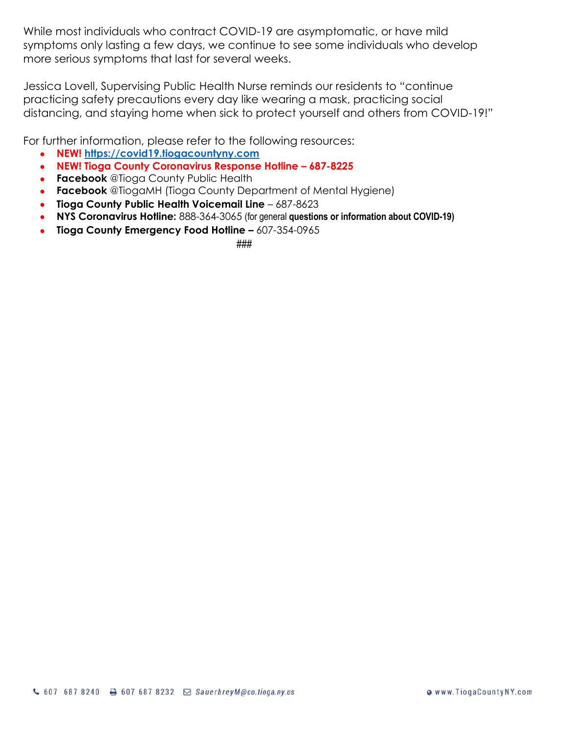While most individuals who contract COVID-19 are asymptomatic, or have mild symptoms only lasting a few days, we continue to see some individuals who develop more serious symptoms that last for several weeks.

Jessica Lovell, Supervising Public Health Nurse reminds our residents to "continue practicing safety precautions every day like wearing a mask, practicing social distancing, and staying home when sick to protect yourself and others from COVID-19!"

For further information, please refer to the following resources:

- **NEW! https://covid19.tiogacountyny.com**
- **NEW! Tioga County Coronavirus Response Hotline – 687-8225**
- **Facebook** @Tioga County Public Health
- **Facebook** @TiogaMH (Tioga County Department of Mental Hygiene)
- **Tioga County Public Health Voicemail Line** – 687-8623
- **NYS Coronavirus Hotline:** 888-364-3065 (for general **questions or information about COVID-19)**
- **Tioga County Emergency Food Hotline –** 607-354-0965

###

607 687 8240 607 687 8232 SauerbreyM@co.tioga.ny.us www.TiogaCountyNY.com